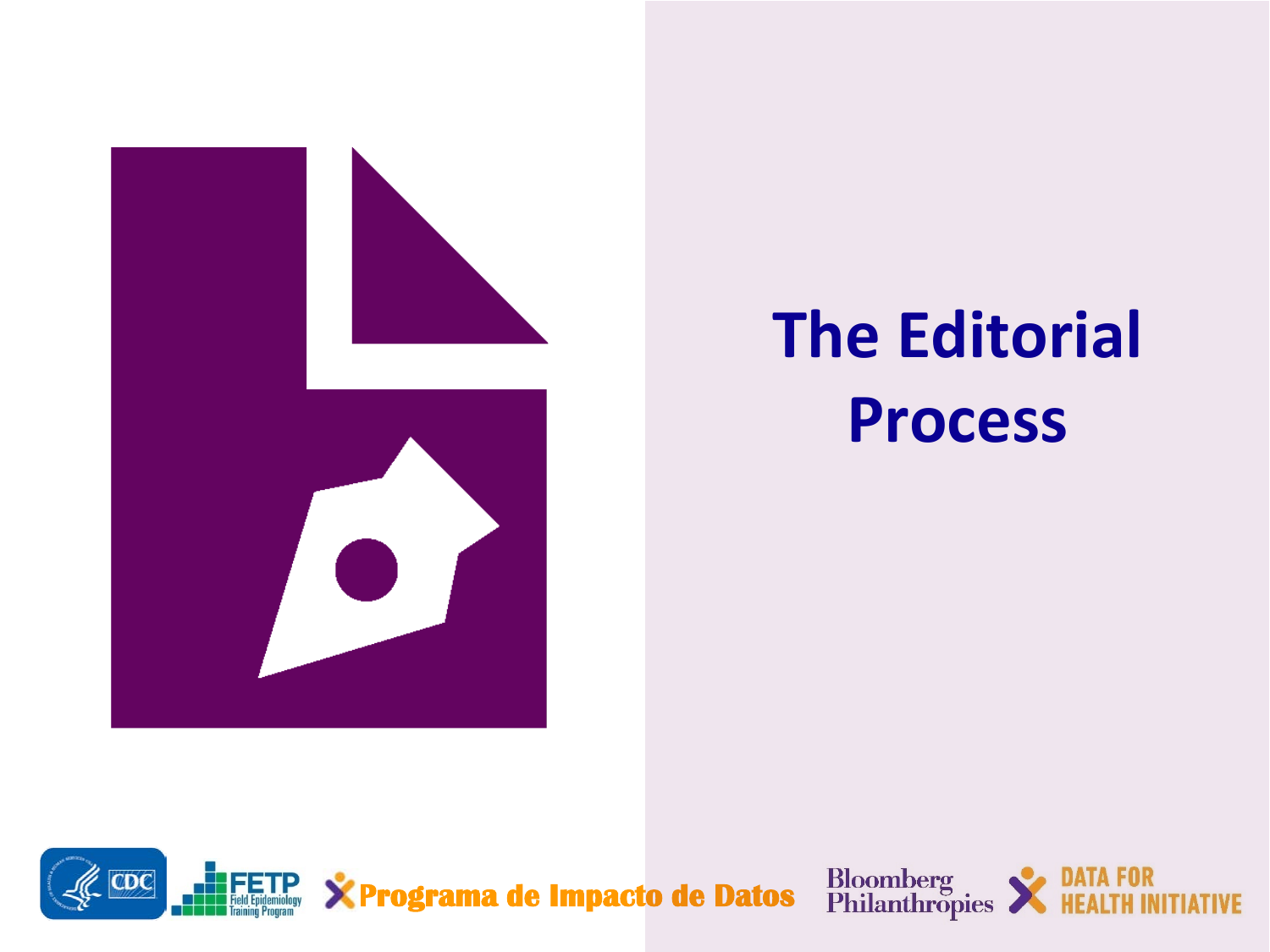# The Editorial Process

Programa de Impacto de Datos

Bloomberg Philanthropies

DATA FOR HEALTH INITIATIVE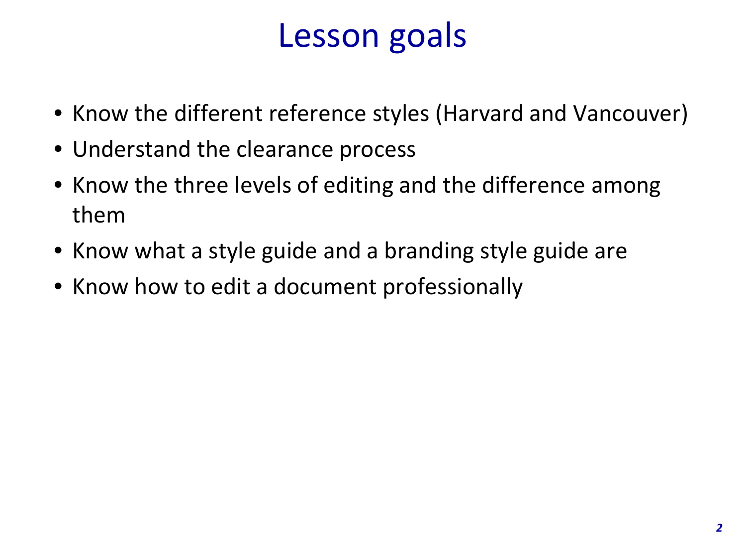# Lesson goals

- Know the different reference styles (Harvard and Vancouver)
- Understand the clearance process
- Know the three levels of editing and the difference among them
- Know what a style guide and a branding style guide are
- Know how to edit a document professionally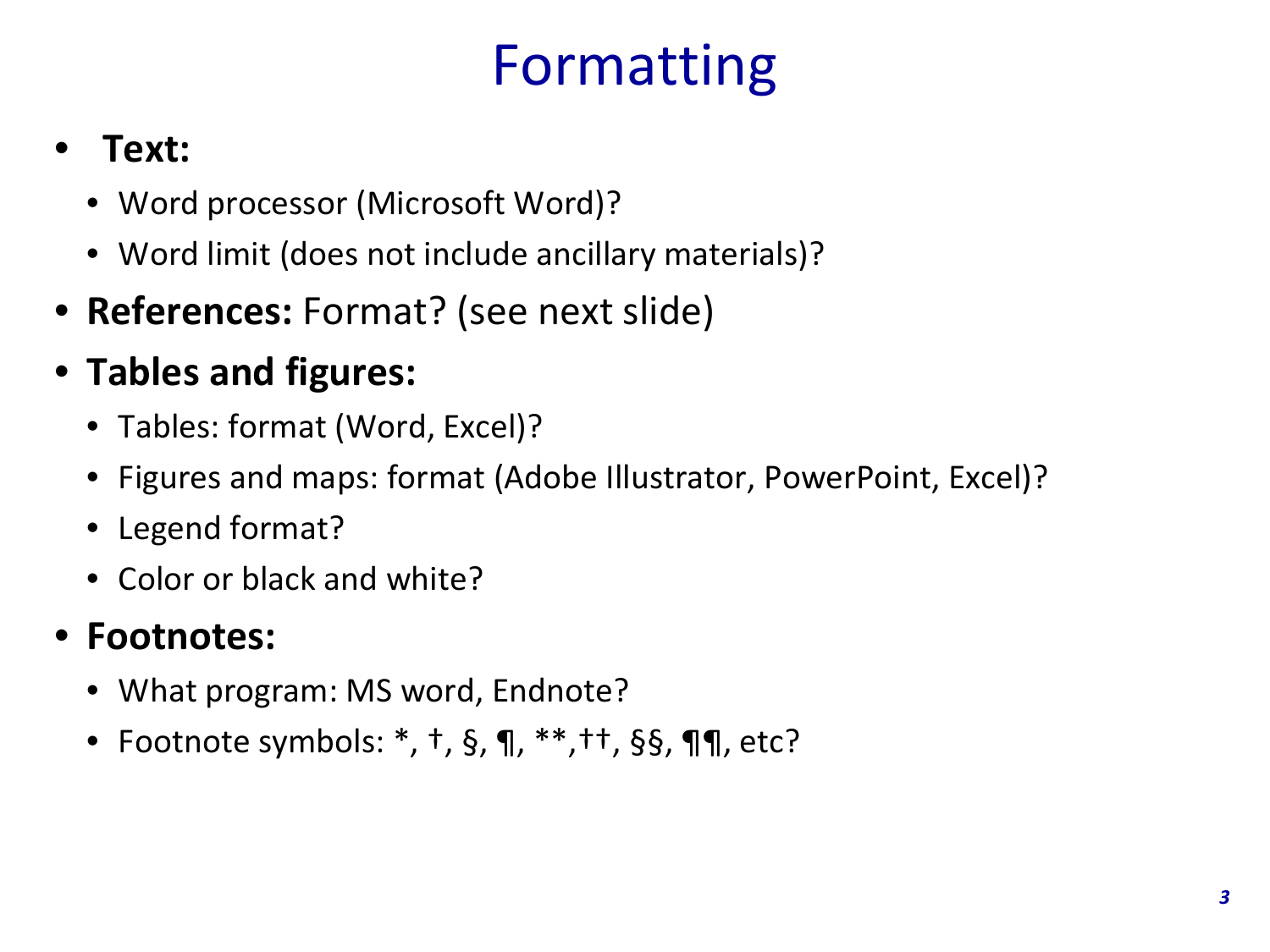# Formatting

- **Text:**
  - Word processor (Microsoft Word)?
  - Word limit (does not include ancillary materials)?
- **References:** Format? (see next slide)
- **Tables and figures:**
  - Tables: format (Word, Excel)?
  - Figures and maps: format (Adobe Illustrator, PowerPoint, Excel)?
  - Legend format?
  - Color or black and white?
- **Footnotes:**
  - What program: MS word, Endnote?
  - Footnote symbols: *, †, §, ¶, **,††, §§, ¶¶, etc?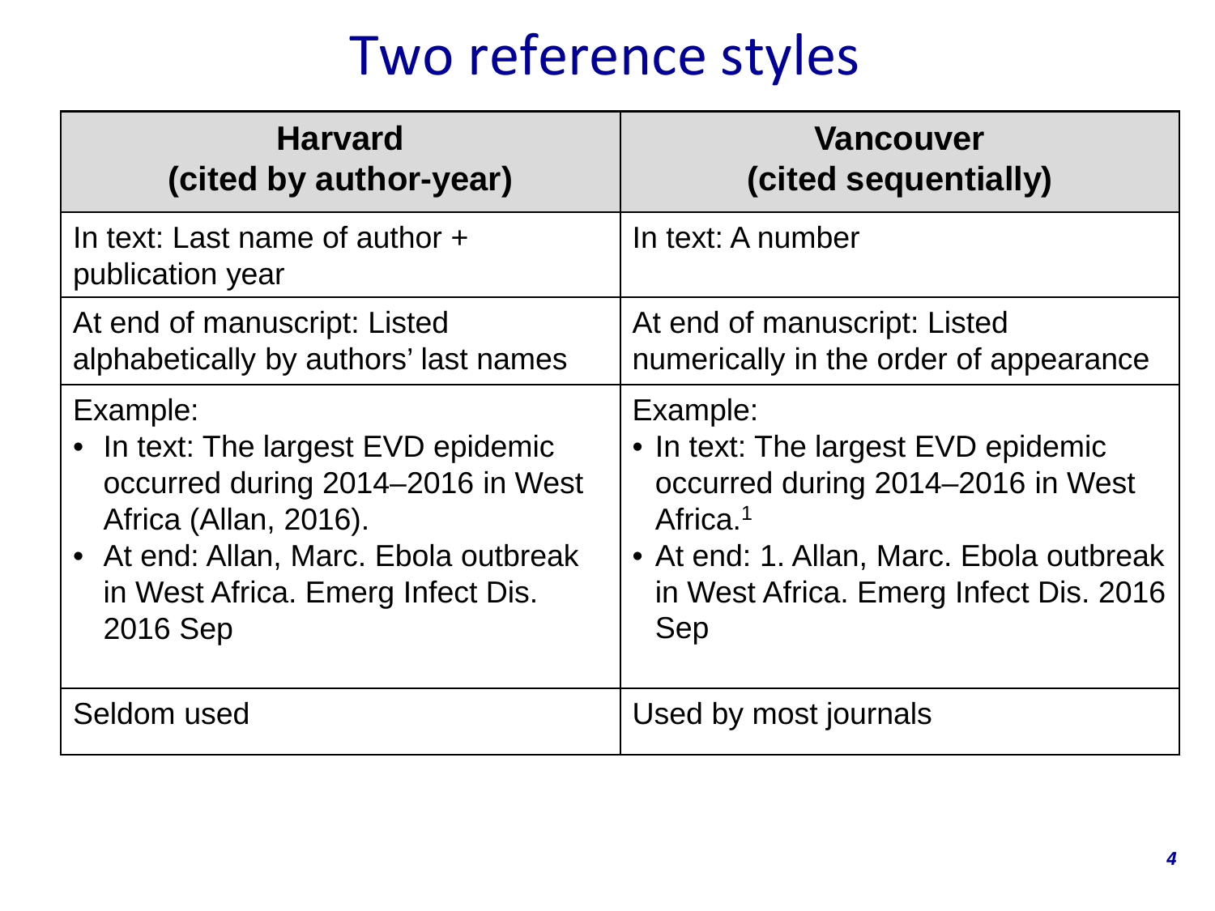# Two reference styles

| Harvard (cited by author-year) | Vancouver (cited sequentially) |
| --- | --- |
| In text: Last name of author + publication year | In text: A number |
| At end of manuscript: Listed alphabetically by authors' last names | At end of manuscript: Listed numerically in the order of appearance |
| Example:<br>• In text: The largest EVD epidemic occurred during 2014–2016 in West Africa (Allan, 2016).<br>• At end: Allan, Marc. Ebola outbreak in West Africa. Emerg Infect Dis. 2016 Sep | Example:<br>• In text: The largest EVD epidemic occurred during 2014–2016 in West Africa.[1]<br>• At end: 1. Allan, Marc. Ebola outbreak in West Africa. Emerg Infect Dis. 2016 Sep |
| Seldom used | Used by most journals |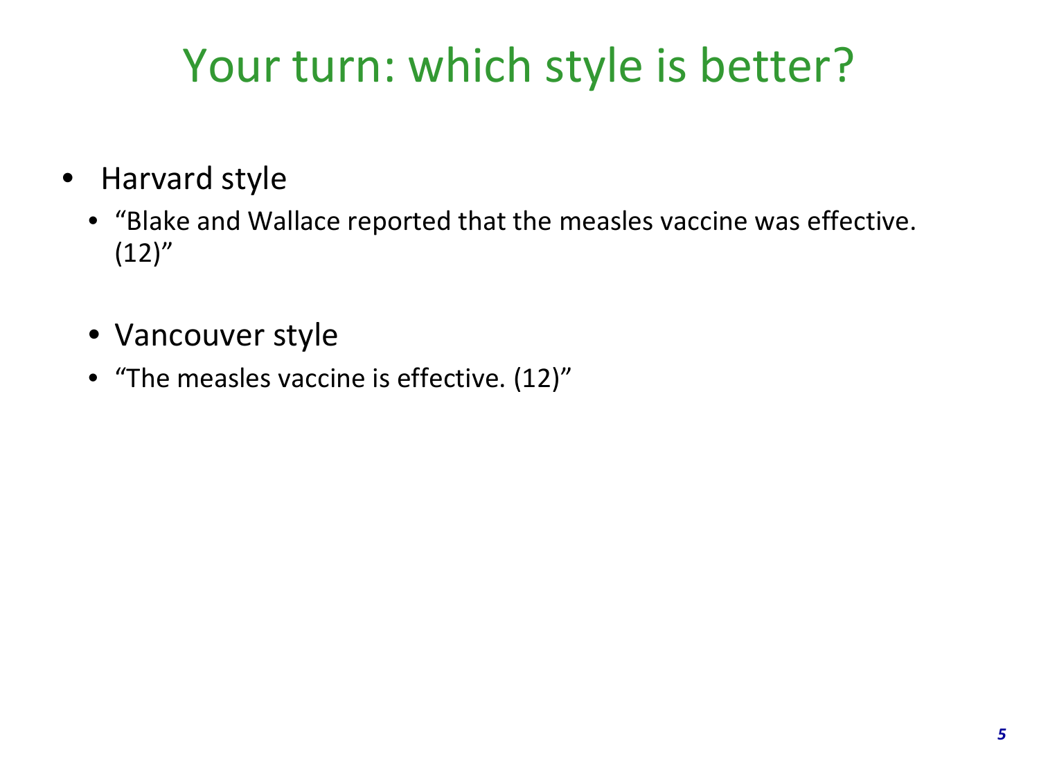# Your turn: which style is better?

- Harvard style
  - "Blake and Wallace reported that the measles vaccine was effective. (12)"
  - Vancouver style
  - "The measles vaccine is effective. (12)"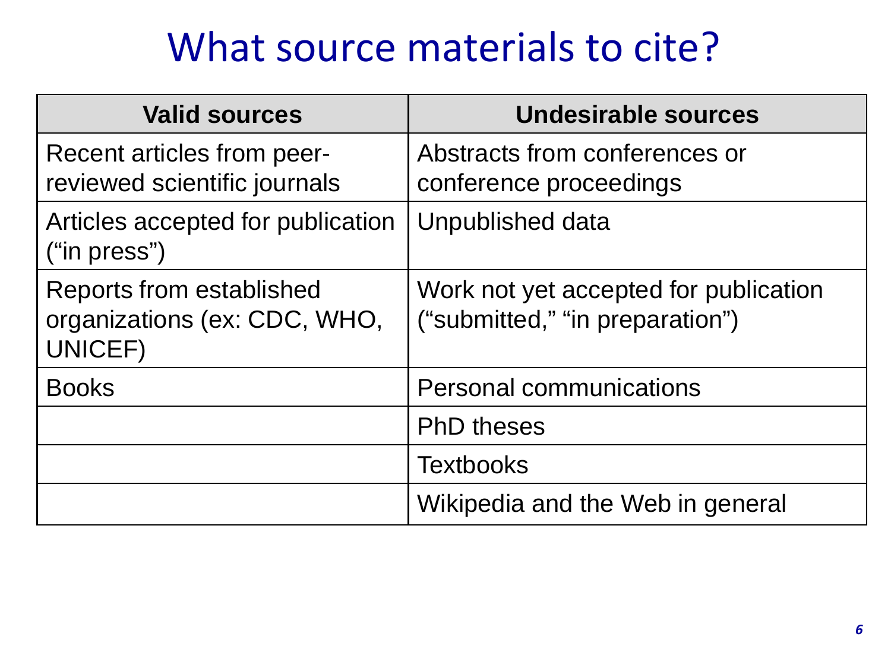# What source materials to cite?

| Valid sources | Undesirable sources |
|---|---|
| Recent articles from peer-reviewed scientific journals | Abstracts from conferences or conference proceedings |
| Articles accepted for publication (“in press”) | Unpublished data |
| Reports from established organizations (ex: CDC, WHO, UNICEF) | Work not yet accepted for publication (“submitted,” “in preparation”) |
| Books | Personal communications |
| | PhD theses |
| | Textbooks |
| | Wikipedia and the Web in general |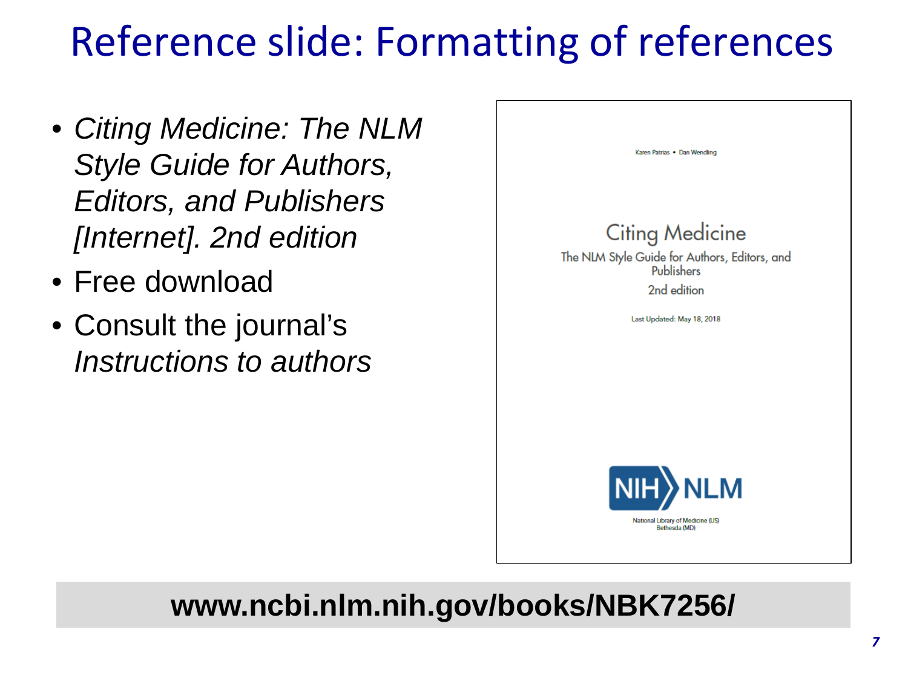# Reference slide: Formatting of references

- *Citing Medicine: The NLM Style Guide for Authors, Editors, and Publishers [Internet]. 2nd edition*
- Free download
- Consult the journal's *Instructions to authors*

Karen Patrias • Dan Wendling

Citing Medicine

The NLM Style Guide for Authors, Editors, and Publishers

2nd edition

Last Updated: May 18, 2018

NIH NLM

National Library of Medicine (US)
Bethesda (MD)

**www.ncbi.nlm.nih.gov/books/NBK7256/**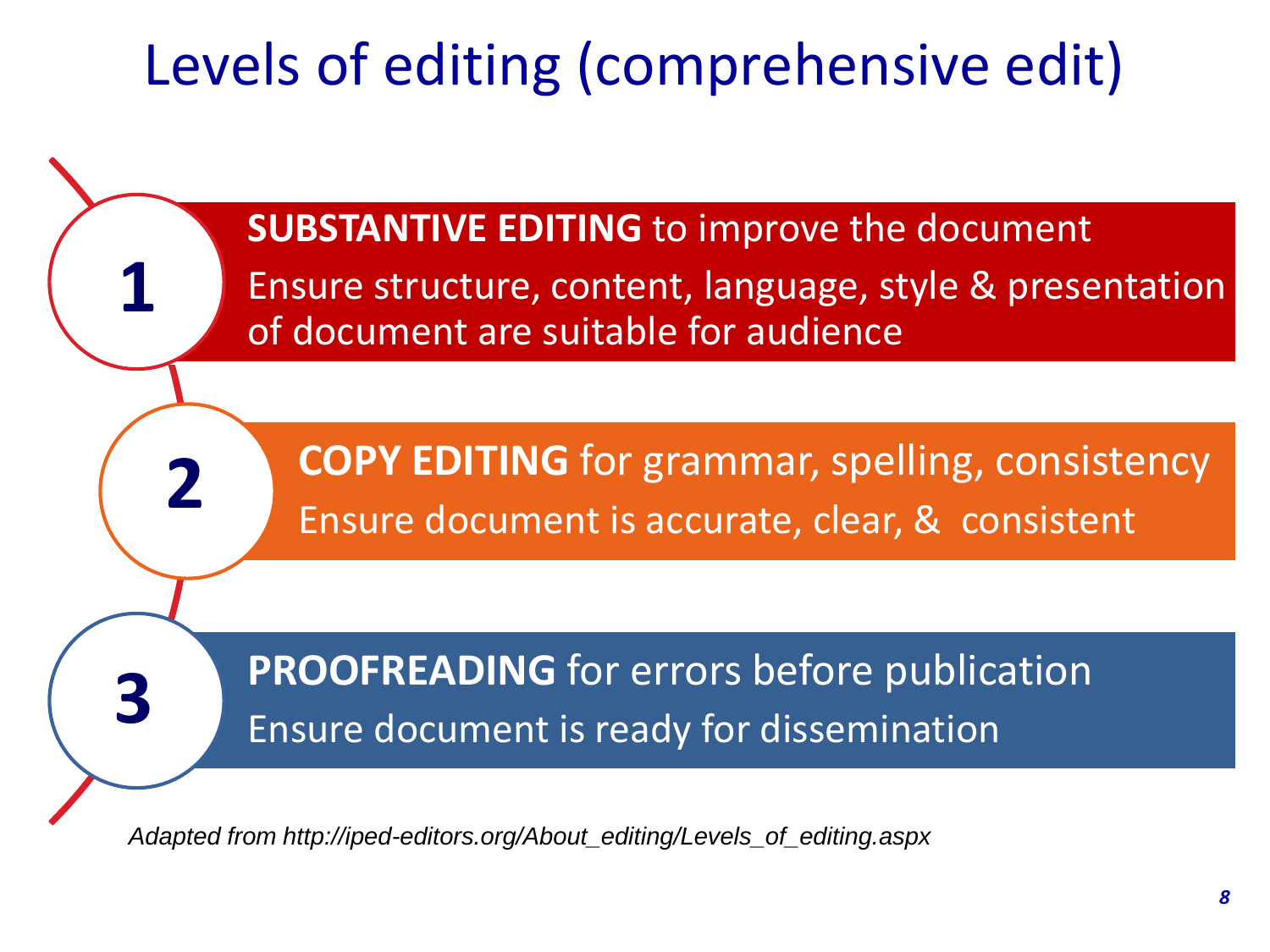# Levels of editing (comprehensive edit)

**1**

**SUBSTANTIVE EDITING** to improve the document

Ensure structure, content, language, style & presentation of document are suitable for audience

**2**

**COPY EDITING** for grammar, spelling, consistency

Ensure document is accurate, clear, & consistent

**3**

**PROOFREADING** for errors before publication

Ensure document is ready for dissemination

*Adapted from http://iped-editors.org/About_editing/Levels_of_editing.aspx*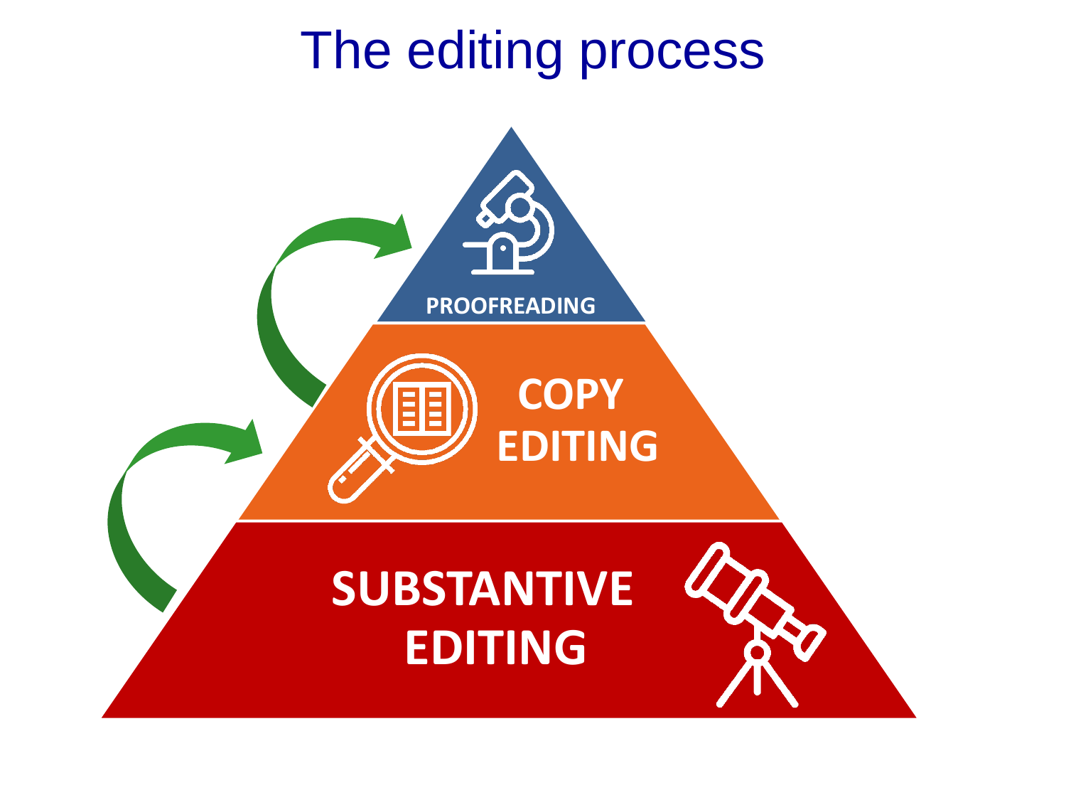# The editing process

PROOFREADING

COPY EDITING

SUBSTANTIVE EDITING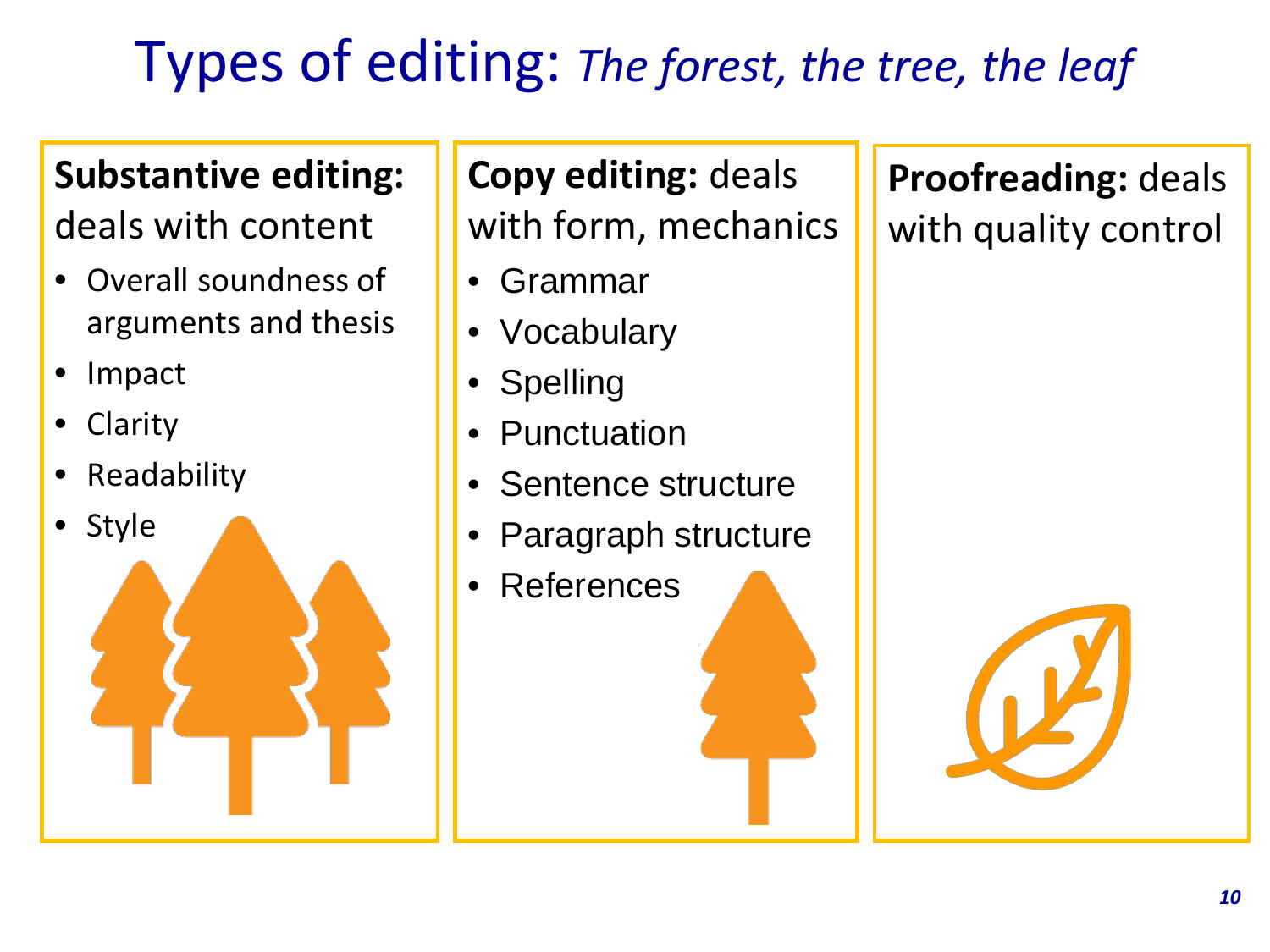# Types of editing: *The forest, the tree, the leaf*

**Substantive editing:** deals with content

- Overall soundness of arguments and thesis
- Impact
- Clarity
- Readability
- Style

**Copy editing:** deals with form, mechanics

- Grammar
- Vocabulary
- Spelling
- Punctuation
- Sentence structure
- Paragraph structure
- References

**Proofreading:** deals with quality control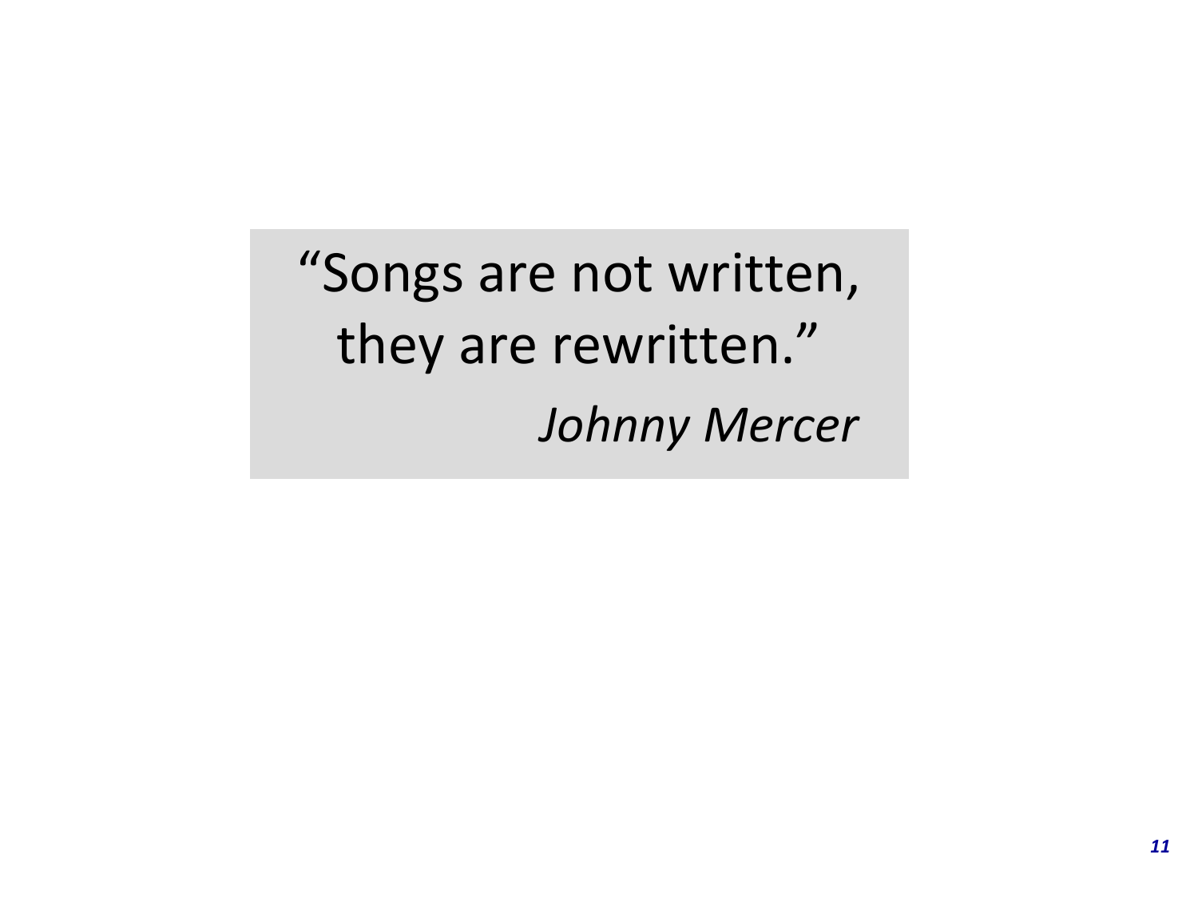> "Songs are not written,
> they are rewritten."
>
> *Johnny Mercer*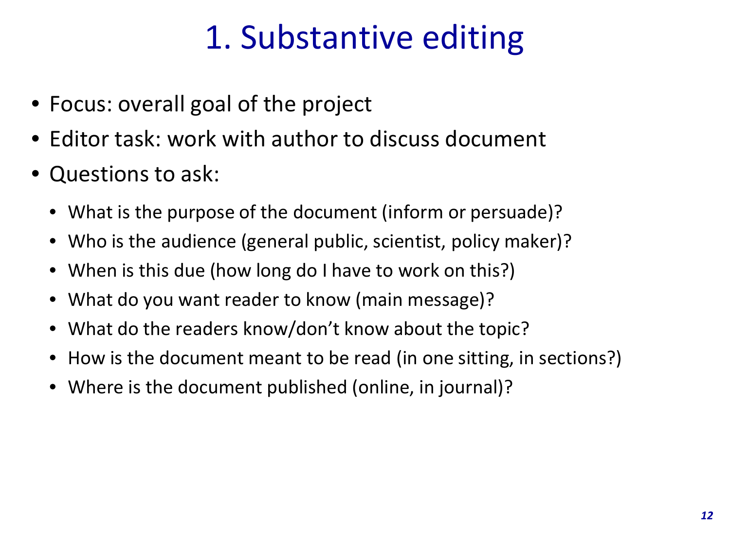# 1. Substantive editing

- Focus: overall goal of the project
- Editor task: work with author to discuss document
- Questions to ask:
  - What is the purpose of the document (inform or persuade)?
  - Who is the audience (general public, scientist, policy maker)?
  - When is this due (how long do I have to work on this?)
  - What do you want reader to know (main message)?
  - What do the readers know/don't know about the topic?
  - How is the document meant to be read (in one sitting, in sections?)
  - Where is the document published (online, in journal)?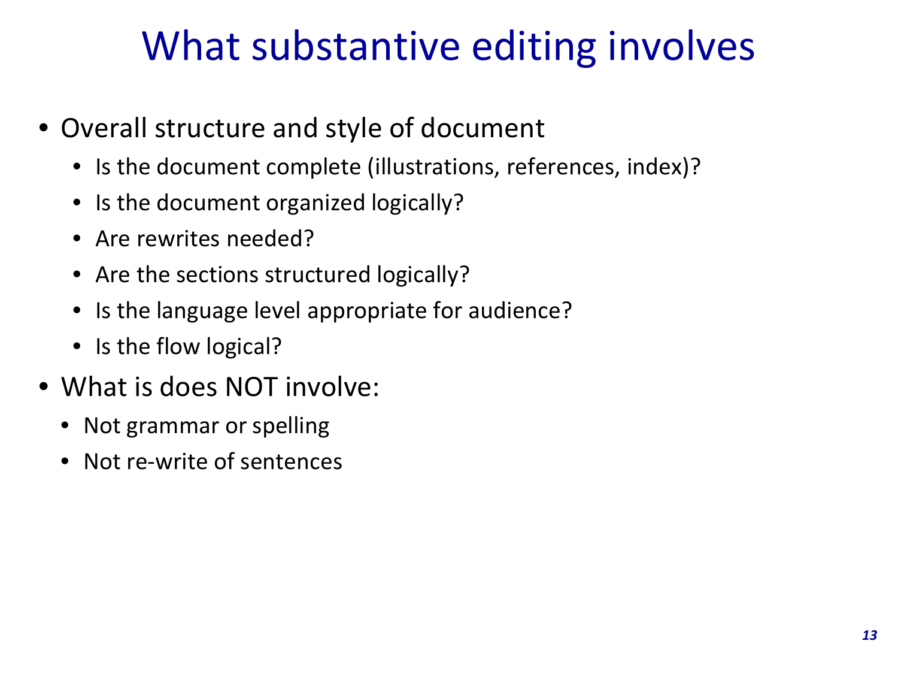# What substantive editing involves

- Overall structure and style of document
  - Is the document complete (illustrations, references, index)?
  - Is the document organized logically?
  - Are rewrites needed?
  - Are the sections structured logically?
  - Is the language level appropriate for audience?
  - Is the flow logical?
- What is does NOT involve:
  - Not grammar or spelling
  - Not re-write of sentences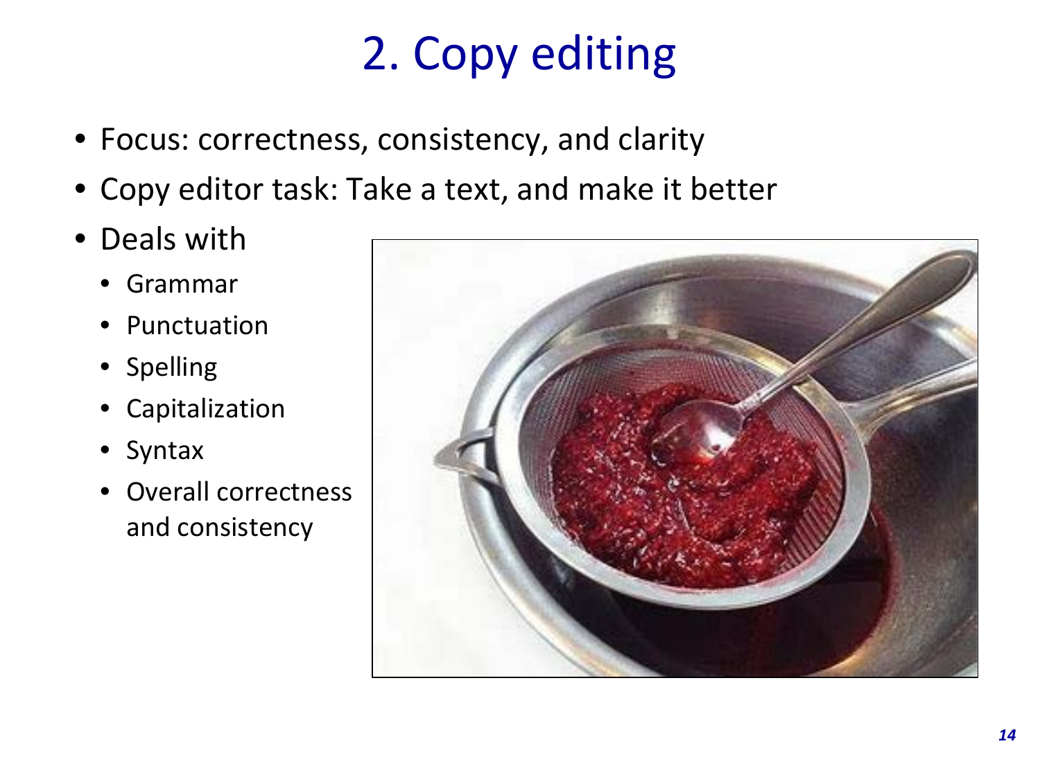# 2. Copy editing

- Focus: correctness, consistency, and clarity
- Copy editor task: Take a text, and make it better
- Deals with
  - Grammar
  - Punctuation
  - Spelling
  - Capitalization
  - Syntax
  - Overall correctness and consistency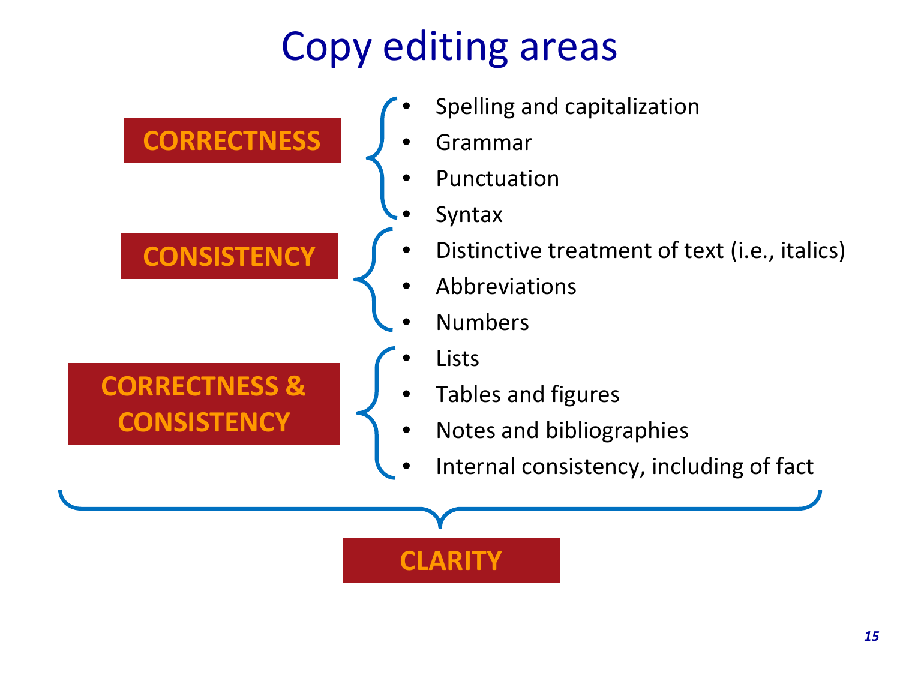# Copy editing areas

**CORRECTNESS**

- Spelling and capitalization
- Grammar
- Punctuation
- Syntax

**CONSISTENCY**

- Distinctive treatment of text (i.e., italics)
- Abbreviations
- Numbers

**CORRECTNESS & CONSISTENCY**

- Lists
- Tables and figures
- Notes and bibliographies
- Internal consistency, including of fact

**CLARITY**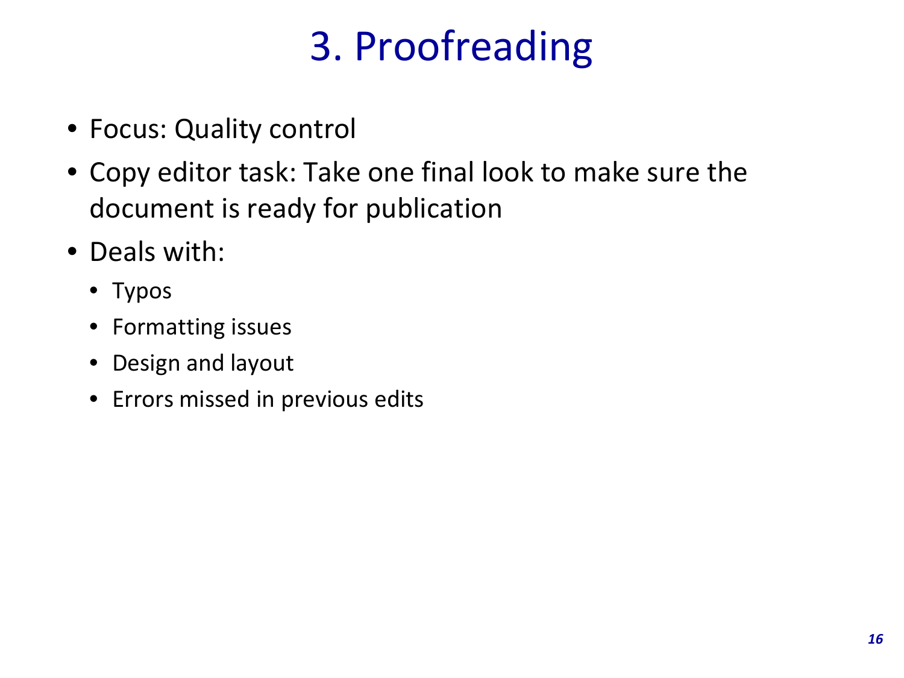# 3. Proofreading

- Focus: Quality control
- Copy editor task: Take one final look to make sure the document is ready for publication
- Deals with:
  - Typos
  - Formatting issues
  - Design and layout
  - Errors missed in previous edits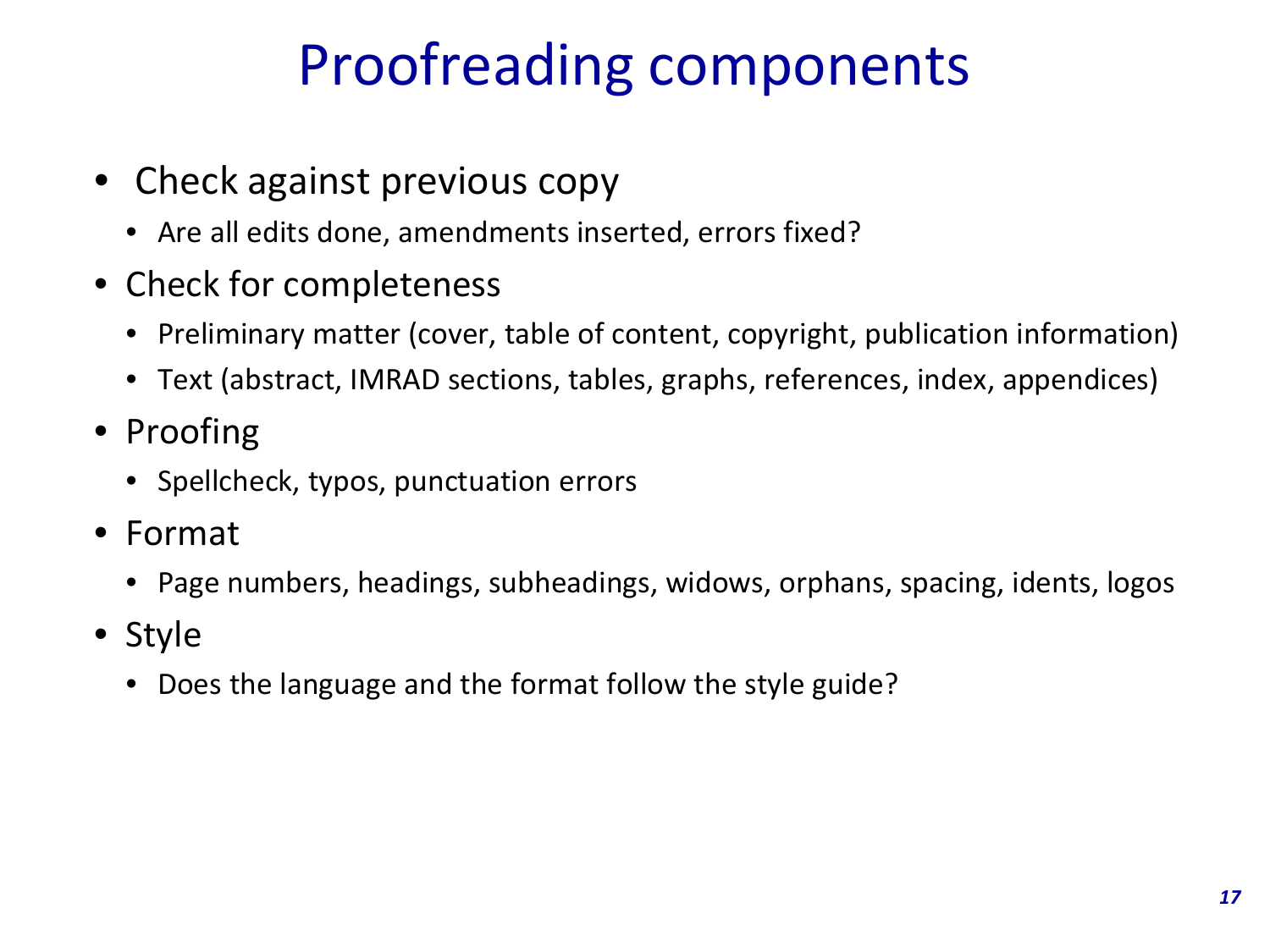# Proofreading components

- Check against previous copy
  - Are all edits done, amendments inserted, errors fixed?
- Check for completeness
  - Preliminary matter (cover, table of content, copyright, publication information)
  - Text (abstract, IMRAD sections, tables, graphs, references, index, appendices)
- Proofing
  - Spellcheck, typos, punctuation errors
- Format
  - Page numbers, headings, subheadings, widows, orphans, spacing, idents, logos
- Style
  - Does the language and the format follow the style guide?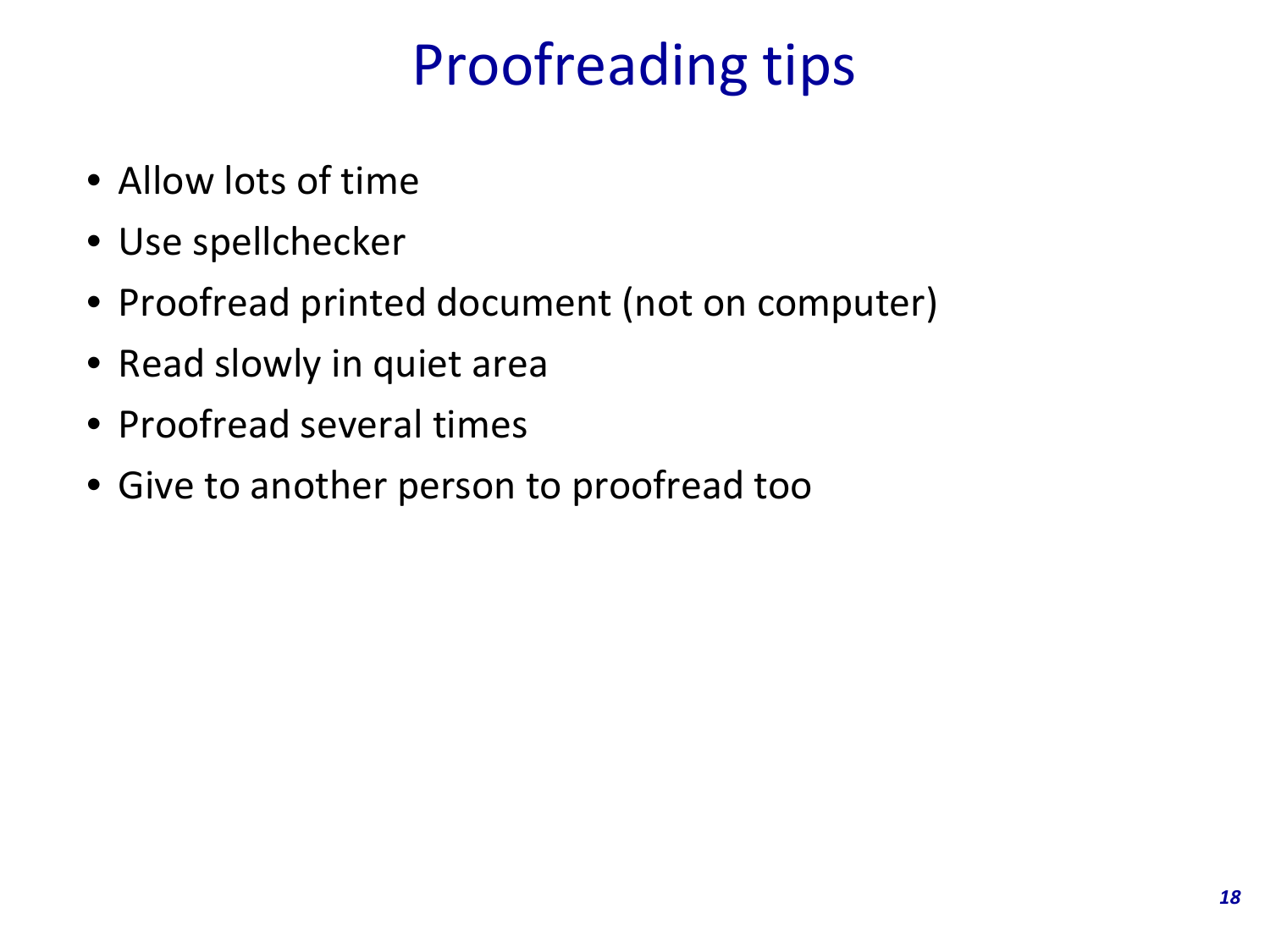# Proofreading tips

- Allow lots of time
- Use spellchecker
- Proofread printed document (not on computer)
- Read slowly in quiet area
- Proofread several times
- Give to another person to proofread too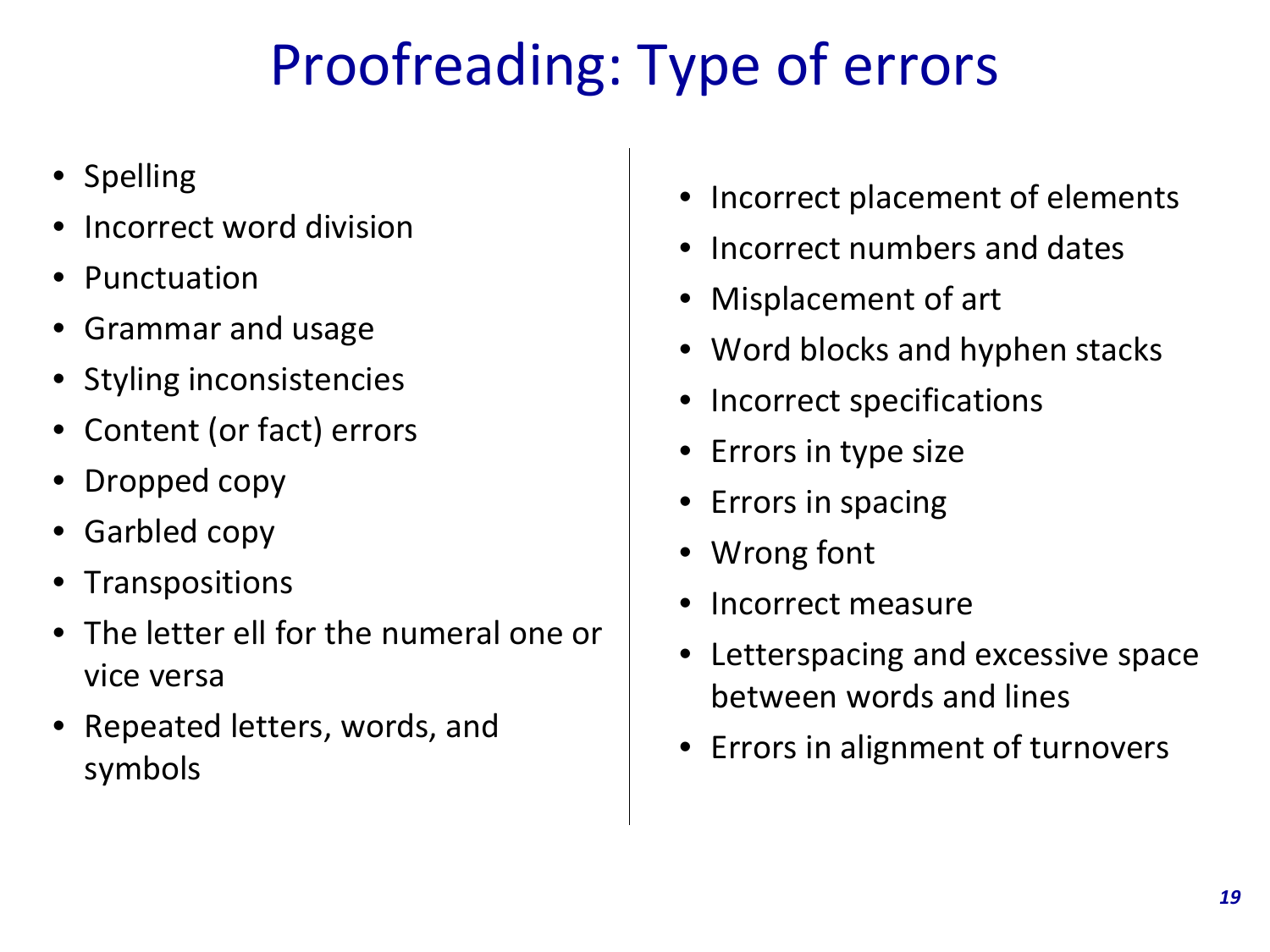# Proofreading: Type of errors

- Spelling
- Incorrect word division
- Punctuation
- Grammar and usage
- Styling inconsistencies
- Content (or fact) errors
- Dropped copy
- Garbled copy
- Transpositions
- The letter ell for the numeral one or vice versa
- Repeated letters, words, and symbols
- Incorrect placement of elements
- Incorrect numbers and dates
- Misplacement of art
- Word blocks and hyphen stacks
- Incorrect specifications
- Errors in type size
- Errors in spacing
- Wrong font
- Incorrect measure
- Letterspacing and excessive space between words and lines
- Errors in alignment of turnovers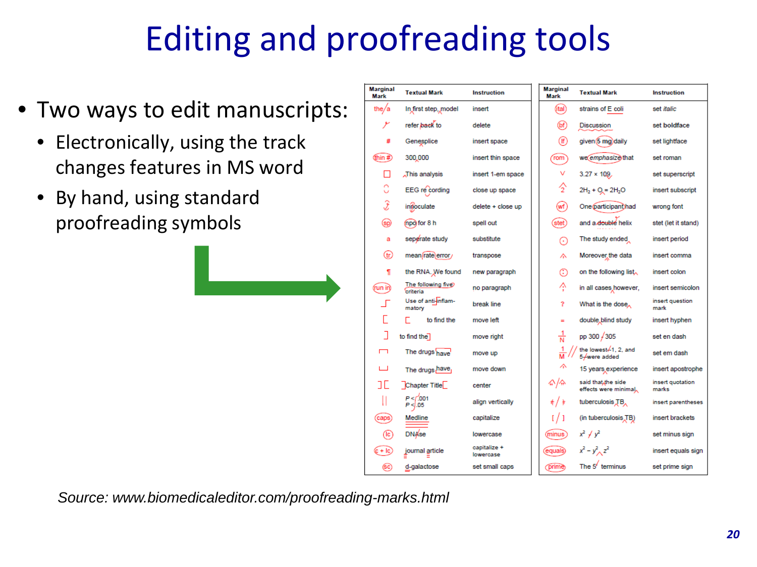# Editing and proofreading tools

- Two ways to edit manuscripts:
  - Electronically, using the track changes features in MS word
  - By hand, using standard proofreading symbols

| Marginal Mark | Textual Mark | Instruction |
|---|---|---|
| the/a | In first step, model | insert |
| | refer back to | delete |
| # | Genesplice | insert space |
| thin # | 300,000 | insert thin space |
| □ | This analysis | insert 1-em space |
| | EEG re cording | close up space |
| | innoculate | delete + close up |
| sp | npo for 8 h | spell out |
| a | seperate study | substitute |
| tr | mean rate error | transpose |
| ¶ | the RNA. We found | new paragraph |
| run in | The following five criteria | no paragraph |
| | Use of anti-inflam-matory | break line |
| [ | [ to find the | move left |
| ] | to find the] | move right |
| | The drugs have | move up |
| | The drugs have | move down |
| ][ | ]Chapter Title[ | center |
| ‖ | P < .001 P < .05 | align vertically |
| caps | Medline | capitalize |
| lc | DNAse | lowercase |
| c + lc | journal article | capitalize + lowercase |
| sc | d-galactose | set small caps |

| Marginal Mark | Textual Mark | Instruction |
|---|---|---|
| ital | strains of E coli | set *italic* |
| bf | Discussion | set boldface |
| lf | given 5 mg daily | set lightface |
| rom | we *emphasize* that | set roman |
| | 3.27 × 109 | set superscript |
| 2 | $2H_2 + O_2 = 2H_2O$ | insert subscript |
| wf | One participant had | wrong font |
| stet | and a double helix | stet (let it stand) |
| ⊙ | The study ended | insert period |
| | Moreover the data | insert comma |
| | on the following list | insert colon |
| | in all cases however, | insert semicolon |
| ? | What is the dose | insert question mark |
| = | double blind study | insert hyphen |
| 1/N | pp 300 305 | set en dash |
| 1/M | the lowest 1, 2, and 5 were added | set em dash |
| | 15 years experience | insert apostrophe |
| | said that the side effects were minimal | insert quotation marks |
| ( / ) | tuberculosis TB | insert parentheses |
| [ / ] | (in tuberculosis TB) | insert brackets |
| minus | $x^2$ / $y^2$ | set minus sign |
| equals | $x^2 - y^2$ $z^2$ | insert equals sign |
| prime | The 5 terminus | set prime sign |

*Source: www.biomedicaleditor.com/proofreading-marks.html*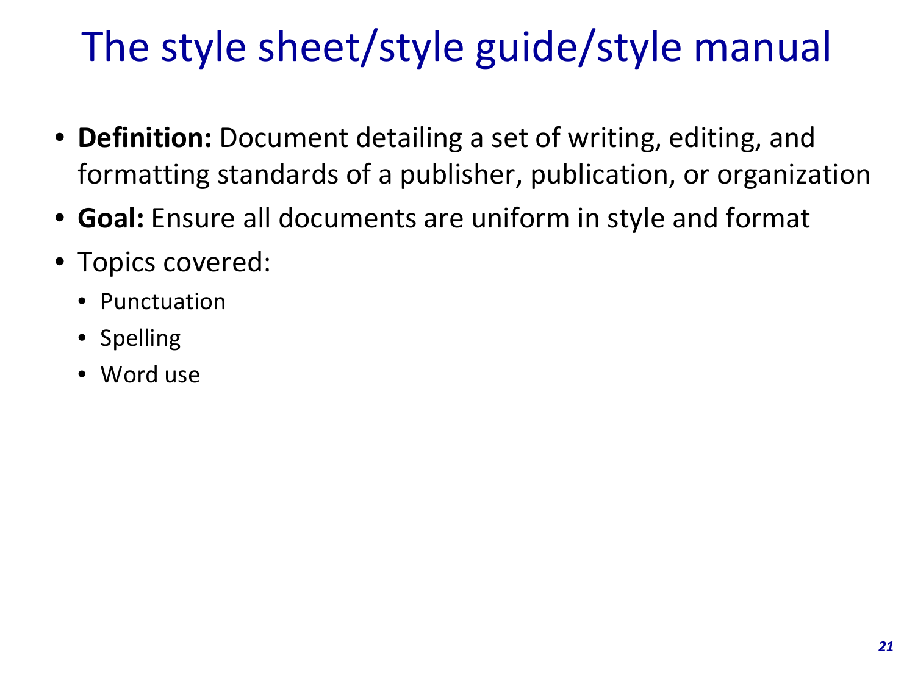# The style sheet/style guide/style manual

- **Definition:** Document detailing a set of writing, editing, and formatting standards of a publisher, publication, or organization
- **Goal:** Ensure all documents are uniform in style and format
- Topics covered:
  - Punctuation
  - Spelling
  - Word use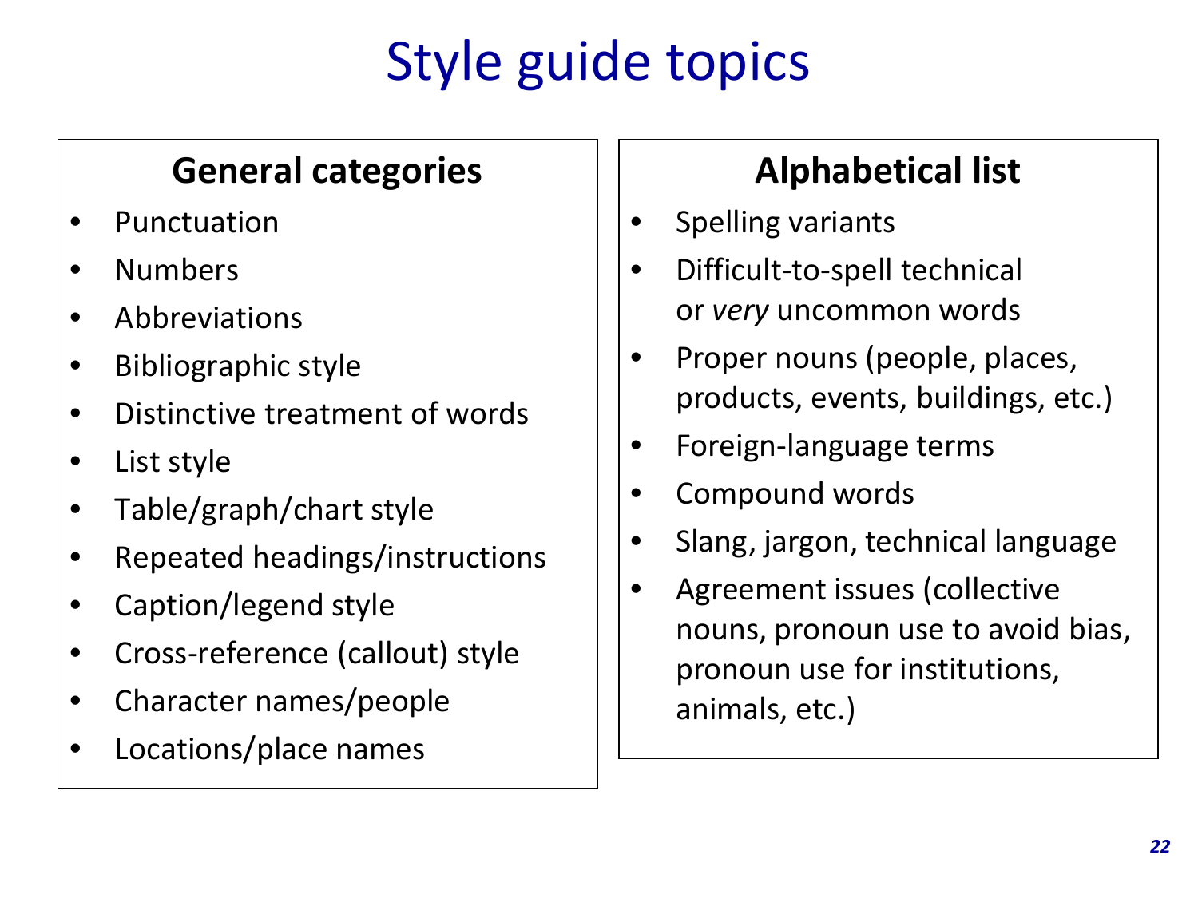# Style guide topics

## General categories

- Punctuation
- Numbers
- Abbreviations
- Bibliographic style
- Distinctive treatment of words
- List style
- Table/graph/chart style
- Repeated headings/instructions
- Caption/legend style
- Cross-reference (callout) style
- Character names/people
- Locations/place names

## Alphabetical list

- Spelling variants
- Difficult-to-spell technical or *very* uncommon words
- Proper nouns (people, places, products, events, buildings, etc.)
- Foreign-language terms
- Compound words
- Slang, jargon, technical language
- Agreement issues (collective nouns, pronoun use to avoid bias, pronoun use for institutions, animals, etc.)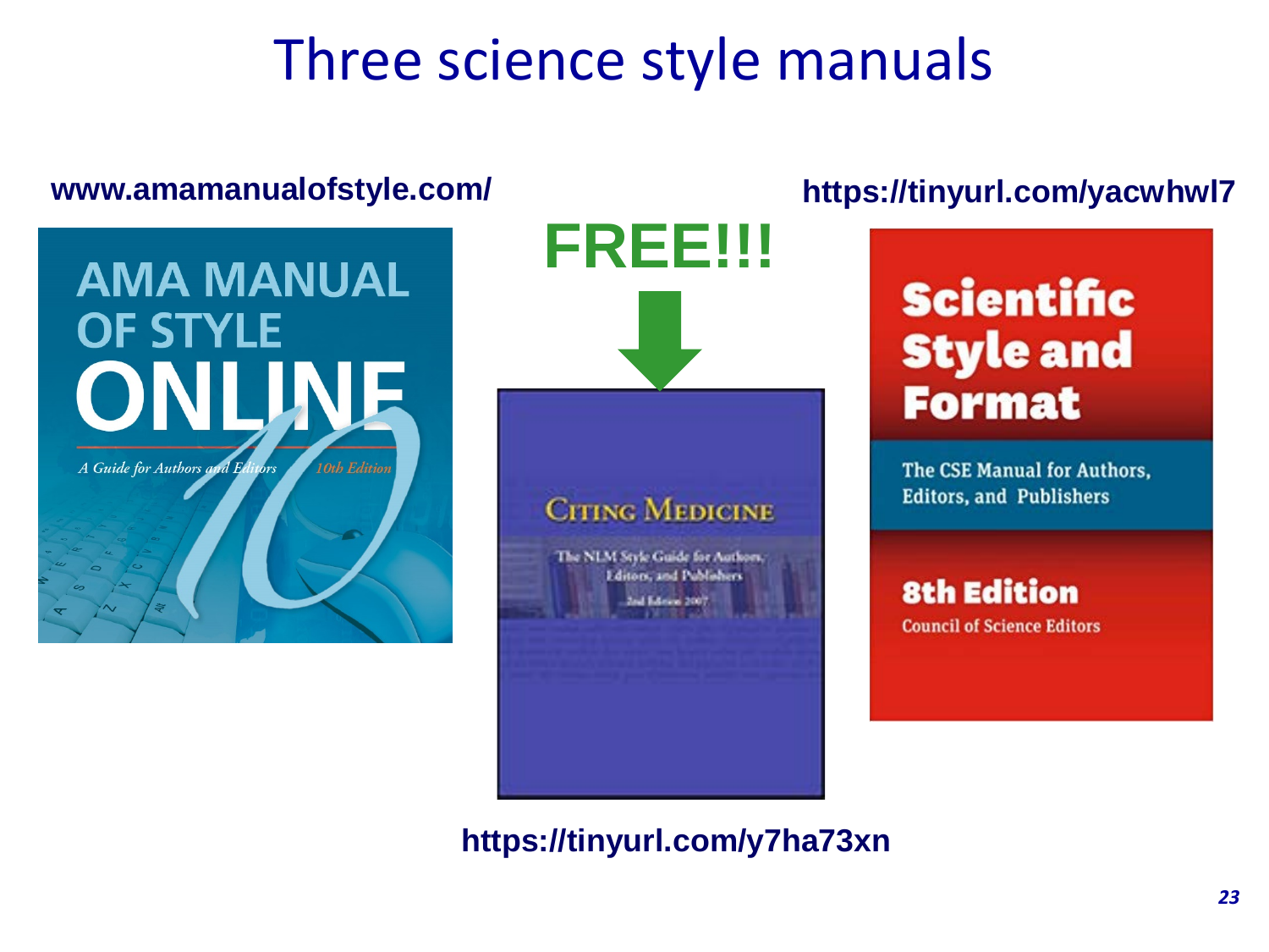# Three science style manuals

**www.amamanualofstyle.com/**

AMA MANUAL OF STYLE ONLINE

*A Guide for Authors and Editors* *10th Edition*

**FREE!!!**

CITING MEDICINE

The NLM Style Guide for Authors, Editors, and Publishers

2nd Edition 2007

**https://tinyurl.com/y7ha73xn**

**https://tinyurl.com/yacwhwl7**

Scientific Style and Format

The CSE Manual for Authors, Editors, and Publishers

8th Edition

Council of Science Editors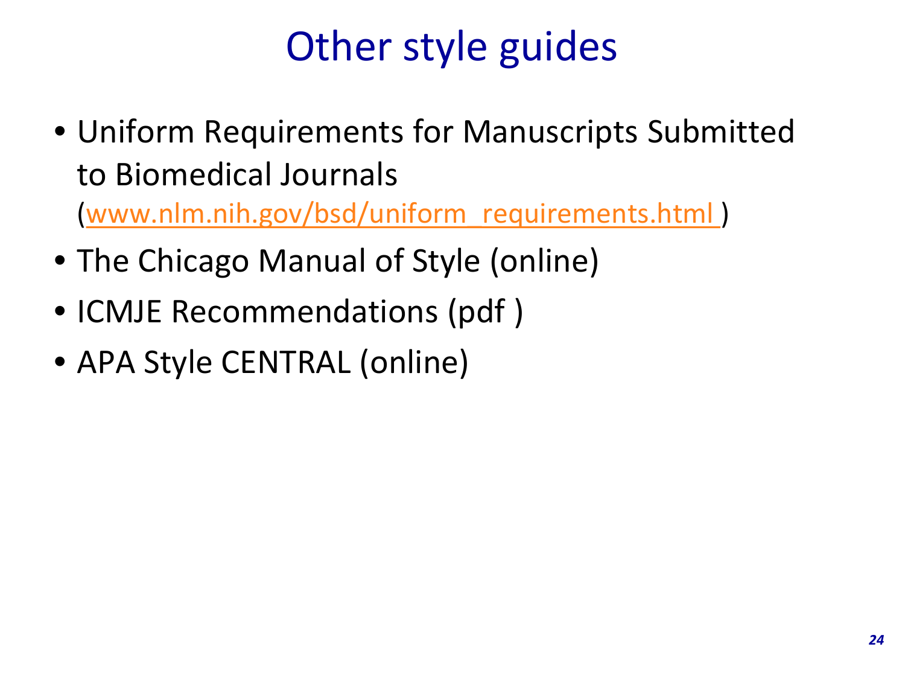# Other style guides

- Uniform Requirements for Manuscripts Submitted to Biomedical Journals (www.nlm.nih.gov/bsd/uniform_requirements.html )
- The Chicago Manual of Style (online)
- ICMJE Recommendations (pdf )
- APA Style CENTRAL (online)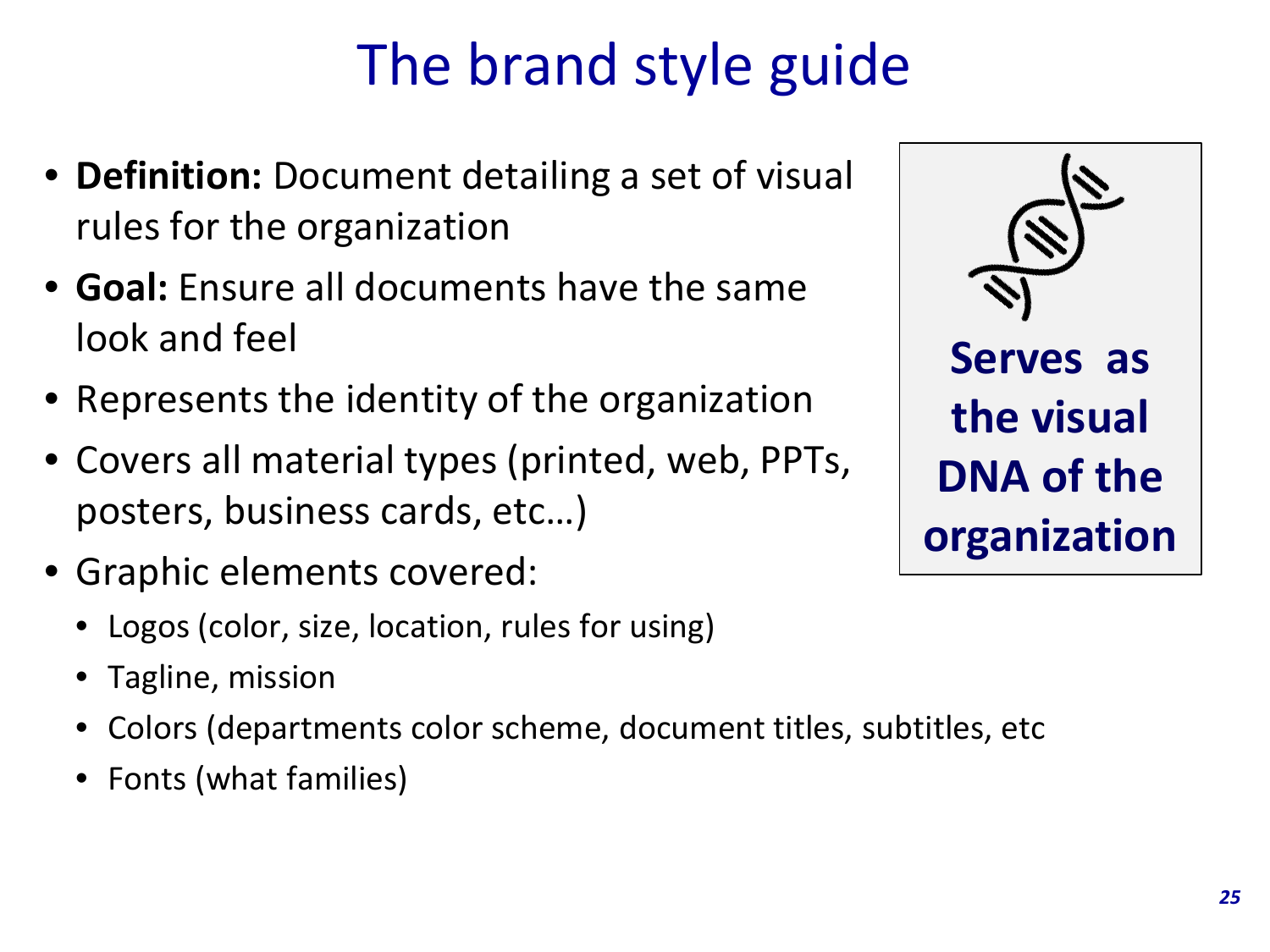# The brand style guide

- **Definition:** Document detailing a set of visual rules for the organization
- **Goal:** Ensure all documents have the same look and feel
- Represents the identity of the organization
- Covers all material types (printed, web, PPTs, posters, business cards, etc…)
- Graphic elements covered:
  - Logos (color, size, location, rules for using)
  - Tagline, mission
  - Colors (departments color scheme, document titles, subtitles, etc
  - Fonts (what families)

**Serves as the visual DNA of the organization**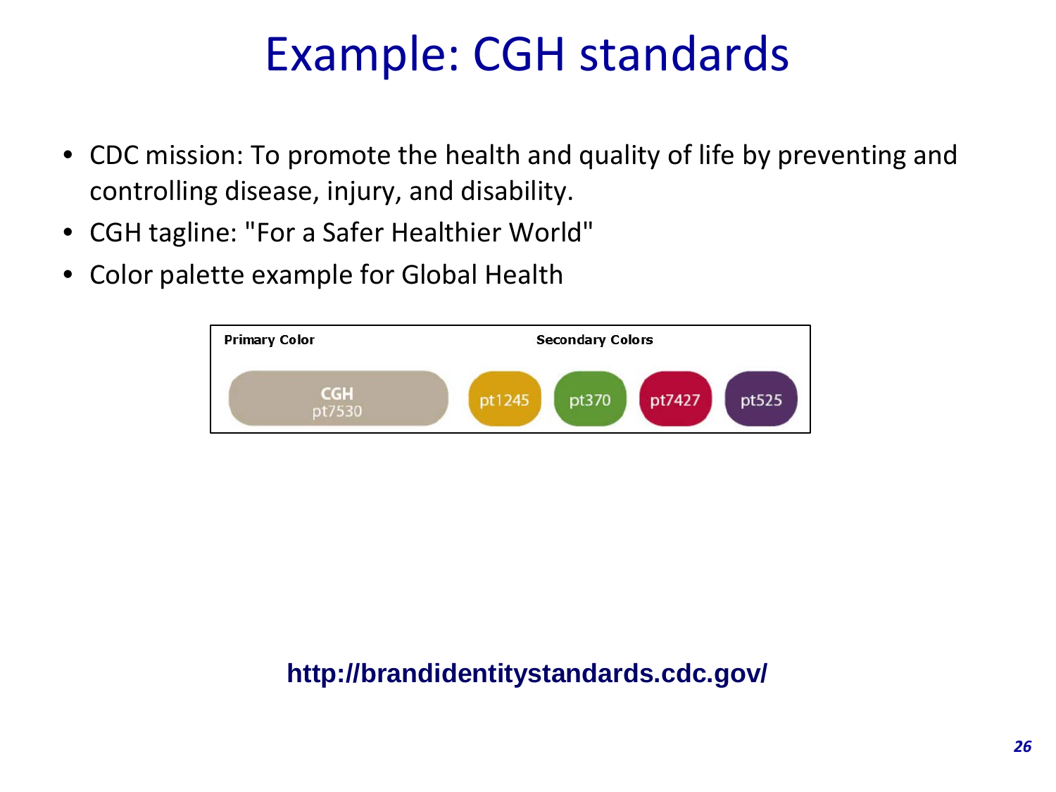# Example: CGH standards

- CDC mission: To promote the health and quality of life by preventing and controlling disease, injury, and disability.
- CGH tagline: "For a Safer Healthier World"
- Color palette example for Global Health

**Primary Color**

CGH
pt7530

**Secondary Colors**

pt1245

pt370

pt7427

pt525

**http://brandidentitystandards.cdc.gov/**